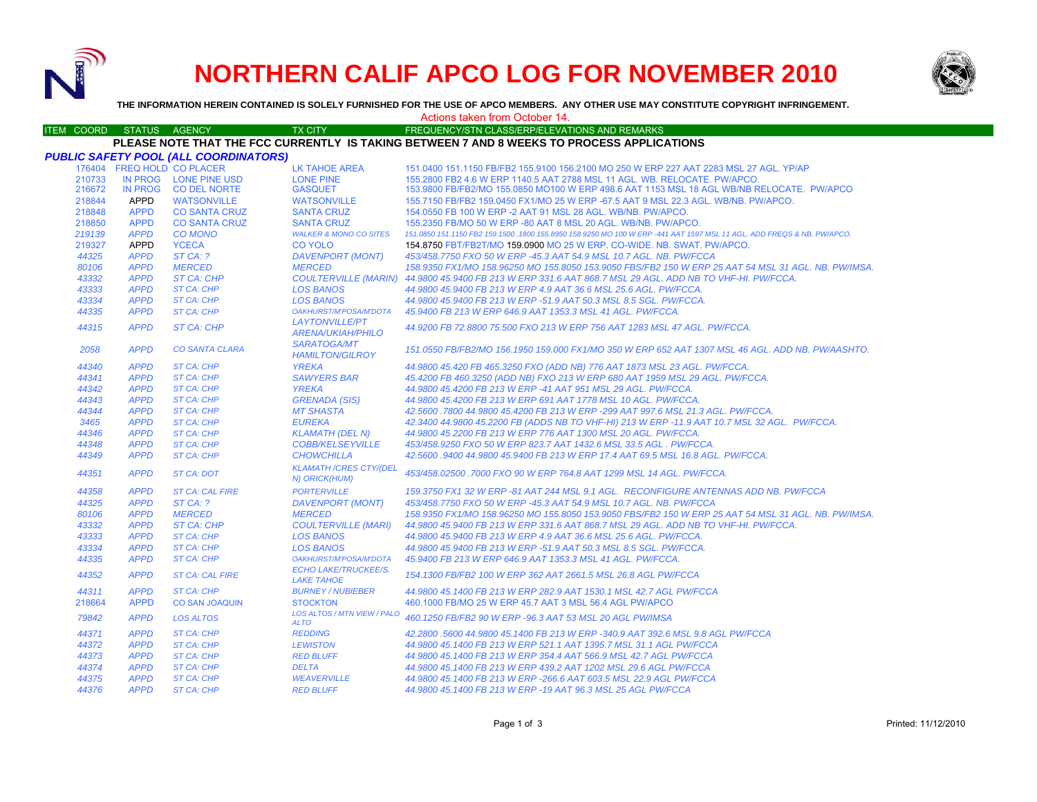# NORTHERN CALIF APCO LOG FOR NOVEMBER 2010

**THE INFORMATION HEREIN CONTAINED IS SOLELY FURNISHED FOR THE USE OF APCO MEMBERS. ANY OTHER USE MAY CONSTITUTE COPYRIGHT INFRINGEMENT.**

Actions taken from October 14.

**PLEASE NOTE THAT THE FCC CURRENTLY IS TAKING BETWEEN 7 AND 8 WEEKS TO PROCESS APPLICATIONS**

## PUBLIC SAFETY POOL (ALL COORDINATORS)

| ITEM COORD | STATUS | AGENCY | TX CITY | FREQUENCY/STN CLASS/ERP/ELEVATIONS AND REMARKS |
|---|---|---|---|---|
| 176404 | FREQ HOLD | CO PLACER | LK TAHOE AREA | 151.0400 151.1150 FB/FB2 155.9100 156.2100 MO 250 W ERP 227 AAT 2283 MSL 27 AGL. YP/AP |
| 210733 | IN PROG | LONE PINE USD | LONE PINE | 155.2800 FB2 4.6 W ERP 1140.5 AAT 2788 MSL 11 AGL. WB. RELOCATE. PW/APCO. |
| 216672 | IN PROG | CO DEL NORTE | GASQUET | 153.9800 FB/FB2/MO 155.0850 MO100 W ERP 498.6 AAT 1153 MSL 18 AGL WB/NB RELOCATE. PW/APCO |
| 218844 | APPD | WATSONVILLE | WATSONVILLE | 155.7150 FB/FB2 159.0450 FX1/MO 25 W ERP -67.5 AAT 9 MSL 22.3 AGL. WB/NB. PW/APCO. |
| 218848 | APPD | CO SANTA CRUZ | SANTA CRUZ | 154.0550 FB 100 W ERP -2 AAT 91 MSL 28 AGL. WB/NB. PW/APCO. |
| 218850 | APPD | CO SANTA CRUZ | SANTA CRUZ | 155.2350 FB/MO 50 W ERP -80 AAT 8 MSL 20 AGL. WB/NB. PW/APCO. |
| 219139 | APPD | CO MONO | WALKER & MONO CO SITES | 151.0850 151.1150 FB2 159.1500 .1800 155.8950 158.9250 MO 100 W ERP -441 AAT 1597 MSL 11 AGL. ADD FREQS & NB. PW/APCO. |
| 219327 | APPD | YCECA | CO YOLO | 154.8750 FBT/FB2T/MO 159.0900 MO 25 W ERP. CO-WIDE. NB. SWAT. PW/APCO. |
| 44325 | APPD | ST CA: ? | DAVENPORT (MONT) | 453/458.7750 FXO 50 W ERP -45.3 AAT 54.9 MSL 10.7 AGL. NB. PW/FCCA |
| 80106 | APPD | MERCED | MERCED | 158.9350 FX1/MO 158.96250 MO 155.8050 153.9050 FBS/FB2 150 W ERP 25 AAT 54 MSL 31 AGL. NB. PW/IMSA. |
| 43332 | APPD | ST CA: CHP | COULTERVILLE (MARIN) | 44.9800 45.9400 FB 213 W ERP 331.6 AAT 868.7 MSL 29 AGL. ADD NB TO VHF-HI. PW/FCCA. |
| 43333 | APPD | ST CA: CHP | LOS BANOS | 44.9800 45.9400 FB 213 W ERP 4.9 AAT 36.6 MSL 25.6 AGL. PW/FCCA. |
| 43334 | APPD | ST CA: CHP | LOS BANOS | 44.9800 45.9400 FB 213 W ERP -51.9 AAT 50.3 MSL 8.5 SGL. PW/FCCA. |
| 44335 | APPD | ST CA: CHP | OAKHURST/M'POSA/M'DOTA | 45.9400 FB 213 W ERP 646.9 AAT 1353.3 MSL 41 AGL. PW/FCCA. |
| 44315 | APPD | ST CA: CHP | LAYTONVILLE/PT ARENA/UKIAH/PHILO | 44.9200 FB 72.8800 75.500 FXO 213 W ERP 756 AAT 1283 MSL 47 AGL. PW/FCCA. |
| 2058 | APPD | CO SANTA CLARA | SARATOGA/MT HAMILTON/GILROY | 151.0550 FB/FB2/MO 156.1950 159.000 FX1/MO 350 W ERP 652 AAT 1307 MSL 46 AGL. ADD NB. PW/AASHTO. |
| 44340 | APPD | ST CA: CHP | YREKA | 44.9800 45.420 FB 465.3250 FXO (ADD NB) 776 AAT 1873 MSL 23 AGL. PW/FCCA. |
| 44341 | APPD | ST CA: CHP | SAWYERS BAR | 45.4200 FB 460.3250 (ADD NB) FXO 213 W ERP 680 AAT 1959 MSL 29 AGL. PW/FCCA. |
| 44342 | APPD | ST CA: CHP | YREKA | 44.9800 45.4200 FB 213 W ERP -41 AAT 951 MSL 29 AGL. PW/FCCA. |
| 44343 | APPD | ST CA: CHP | GRENADA (SIS) | 44.9800 45.4200 FB 213 W ERP 691 AAT 1778 MSL 10 AGL. PW/FCCA. |
| 44344 | APPD | ST CA: CHP | MT SHASTA | 42.5600 .7800 44.9800 45.4200 FB 213 W ERP -299 AAT 997.6 MSL 21.3 AGL. PW/FCCA. |
| 3465 | APPD | ST CA: CHP | EUREKA | 42.3400 44.9800 45.2200 FB (ADDS NB TO VHF-HI) 213 W ERP -11.9 AAT 10.7 MSL 32 AGL. PW/FCCA. |
| 44346 | APPD | ST CA: CHP | KLAMATH (DEL N) | 44.9800 45.2200 FB 213 W ERP 776 AAT 1300 MSL 20 AGL. PW/FCCA. |
| 44348 | APPD | ST CA: CHP | COBB/KELSEYVILLE | 453/458.9250 FXO 50 W ERP 823.7 AAT 1432.6 MSL 33.5 AGL . PW/FCCA. |
| 44349 | APPD | ST CA: CHP | CHOWCHILLA | 42.5600 .9400 44.9800 45.9400 FB 213 W ERP 17.4 AAT 69.5 MSL 16.8 AGL. PW/FCCA. |
| 44351 | APPD | ST CA: DOT | KLAMATH /CRES CTY/(DEL N) ORICK(HUM) | 453/458.02500 .7000 FXO 90 W ERP 764.8 AAT 1299 MSL 14 AGL. PW/FCCA. |
| 44358 | APPD | ST CA: CAL FIRE | PORTERVILLE | 159.3750 FX1 32 W ERP -81 AAT 244 MSL 9.1 AGL. RECONFIGURE ANTENNAS ADD NB. PW/FCCA |
| 44325 | APPD | ST CA: ? | DAVENPORT (MONT) | 453/458.7750 FXO 50 W ERP -45.3 AAT 54.9 MSL 10.7 AGL. NB. PW/FCCA |
| 80106 | APPD | MERCED | MERCED | 158.9350 FX1/MO 158.96250 MO 155.8050 153.9050 FBS/FB2 150 W ERP 25 AAT 54 MSL 31 AGL. NB. PW/IMSA. |
| 43332 | APPD | ST CA: CHP | COULTERVILLE (MARI) | 44.9800 45.9400 FB 213 W ERP 331.6 AAT 868.7 MSL 29 AGL. ADD NB TO VHF-HI. PW/FCCA. |
| 43333 | APPD | ST CA: CHP | LOS BANOS | 44.9800 45.9400 FB 213 W ERP 4.9 AAT 36.6 MSL 25.6 AGL. PW/FCCA. |
| 43334 | APPD | ST CA: CHP | LOS BANOS | 44.9800 45.9400 FB 213 W ERP -51.9 AAT 50.3 MSL 8.5 SGL. PW/FCCA. |
| 44335 | APPD | ST CA: CHP | OAKHURST/M'POSA/M'DOTA | 45.9400 FB 213 W ERP 646.9 AAT 1353.3 MSL 41 AGL. PW/FCCA. |
| 44352 | APPD | ST CA: CAL FIRE | ECHO LAKE/TRUCKEE/S. LAKE TAHOE | 154.1300 FB/FB2 100 W ERP 362 AAT 2661.5 MSL 26.8 AGL PW/FCCA |
| 44311 | APPD | ST CA: CHP | BURNEY / NUBIEBER | 44.9800 45.1400 FB 213 W ERP 282.9 AAT 1530.1 MSL 42.7 AGL PW/FCCA |
| 218664 | APPD | CO SAN JOAQUIN | STOCKTON | 460.1000 FB/MO 25 W ERP 45.7 AAT 3 MSL 56.4 AGL PW/APCO |
| 79842 | APPD | LOS ALTOS | LOS ALTOS / MTN VIEW / PALO ALTO | 460.1250 FB/FB2 90 W ERP -96.3 AAT 53 MSL 20 AGL PW/IMSA |
| 44371 | APPD | ST CA: CHP | REDDING | 42.2800 .5600 44.9800 45.1400 FB 213 W ERP -340.9 AAT 392.6 MSL 9.8 AGL PW/FCCA |
| 44372 | APPD | ST CA: CHP | LEWISTON | 44.9800 45.1400 FB 213 W ERP 521.1 AAT 1395.7 MSL 31.1 AGL PW/FCCA |
| 44373 | APPD | ST CA: CHP | RED BLUFF | 44.9800 45.1400 FB 213 W ERP 354.4 AAT 566.9 MSL 42.7 AGL PW/FCCA |
| 44374 | APPD | ST CA: CHP | DELTA | 44.9800 45.1400 FB 213 W ERP 439.2 AAT 1202 MSL 29.6 AGL PW/FCCA |
| 44375 | APPD | ST CA: CHP | WEAVERVILLE | 44.9800 45.1400 FB 213 W ERP -266.6 AAT 603.5 MSL 22.9 AGL PW/FCCA |
| 44376 | APPD | ST CA: CHP | RED BLUFF | 44.9800 45.1400 FB 213 W ERP -19 AAT 96.3 MSL 25 AGL PW/FCCA |

Printed: 11/12/2010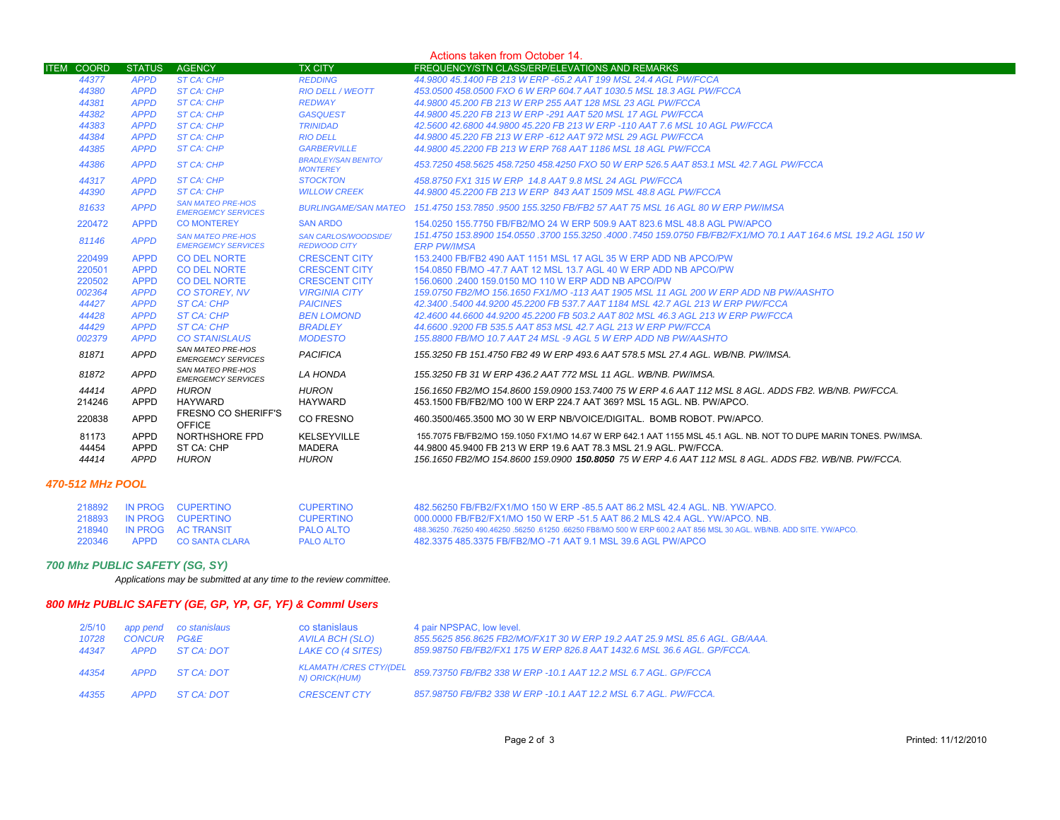Actions taken from October 14.

| ITEM | COORD | STATUS | AGENCY | TX CITY | FREQUENCY/STN CLASS/ERP/ELEVATIONS AND REMARKS |
|---|---|---|---|---|---|
| | 44377 | APPD | ST CA: CHP | REDDING | 44.9800 45.1400 FB 213 W ERP -65.2 AAT 199 MSL 24.4 AGL PW/FCCA |
| | 44380 | APPD | ST CA: CHP | RIO DELL / WEOTT | 453.0500 458.0500 FXO 6 W ERP 604.7 AAT 1030.5 MSL 18.3 AGL PW/FCCA |
| | 44381 | APPD | ST CA: CHP | REDWAY | 44.9800 45.200 FB 213 W ERP 255 AAT 128 MSL 23 AGL PW/FCCA |
| | 44382 | APPD | ST CA: CHP | GASQUEST | 44.9800 45.220 FB 213 W ERP -291 AAT 520 MSL 17 AGL PW/FCCA |
| | 44383 | APPD | ST CA: CHP | TRINIDAD | 42.5600 42.6800 44.9800 45.220 FB 213 W ERP -110 AAT 7.6 MSL 10 AGL PW/FCCA |
| | 44384 | APPD | ST CA: CHP | RIO DELL | 44.9800 45.220 FB 213 W ERP -612 AAT 972 MSL 29 AGL PW/FCCA |
| | 44385 | APPD | ST CA: CHP | GARBERVILLE | 44.9800 45.2200 FB 213 W ERP 768 AAT 1186 MSL 18 AGL PW/FCCA |
| | 44386 | APPD | ST CA: CHP | BRADLEY/SAN BENITO/ MONTEREY | 453.7250 458.5625 458.7250 458.4250 FXO 50 W ERP 526.5 AAT 853.1 MSL 42.7 AGL PW/FCCA |
| | 44317 | APPD | ST CA: CHP | STOCKTON | 458.8750 FX1 315 W ERP 14.8 AAT 9.8 MSL 24 AGL PW/FCCA |
| | 44390 | APPD | ST CA: CHP | WILLOW CREEK | 44.9800 45.2200 FB 213 W ERP 843 AAT 1509 MSL 48.8 AGL PW/FCCA |
| | 81633 | APPD | SAN MATEO PRE-HOS EMERGEMCY SERVICES | BURLINGAME/SAN MATEO | 151.4750 153.7850 .9500 155.3250 FB/FB2 57 AAT 75 MSL 16 AGL 80 W ERP PW/IMSA |
| | 220472 | APPD | CO MONTEREY | SAN ARDO | 154.0250 155.7750 FB/FB2/MO 24 W ERP 509.9 AAT 823.6 MSL 48.8 AGL PW/APCO |
| | 81146 | APPD | SAN MATEO PRE-HOS EMERGEMCY SERVICES | SAN CARLOS/WOODSIDE/ REDWOOD CITY | 151.4750 153.8900 154.0550 .3700 155.3250 .4000 .7450 159.0750 FB/FB2/FX1/MO 70.1 AAT 164.6 MSL 19.2 AGL 150 W ERP PW/IMSA |
| | 220499 | APPD | CO DEL NORTE | CRESCENT CITY | 153.2400 FB/FB2 490 AAT 1151 MSL 17 AGL 35 W ERP ADD NB APCO/PW |
| | 220501 | APPD | CO DEL NORTE | CRESCENT CITY | 154.0850 FB/MO -47.7 AAT 12 MSL 13.7 AGL 40 W ERP ADD NB APCO/PW |
| | 220502 | APPD | CO DEL NORTE | CRESCENT CITY | 156.0600 .2400 159.0150 MO 110 W ERP ADD NB APCO/PW |
| | 002364 | APPD | CO STOREY, NV | VIRGINIA CITY | 159.0750 FB2/MO 156.1650 FX1/MO -113 AAT 1905 MSL 11 AGL 200 W ERP ADD NB PW/AASHTO |
| | 44427 | APPD | ST CA: CHP | PAICINES | 42.3400 .5400 44.9200 45.2200 FB 537.7 AAT 1184 MSL 42.7 AGL 213 W ERP PW/FCCA |
| | 44428 | APPD | ST CA: CHP | BEN LOMOND | 42.4600 44.6600 44.9200 45.2200 FB 503.2 AAT 802 MSL 46.3 AGL 213 W ERP PW/FCCA |
| | 44429 | APPD | ST CA: CHP | BRADLEY | 44.6600 .9200 FB 535.5 AAT 853 MSL 42.7 AGL 213 W ERP PW/FCCA |
| | 002379 | APPD | CO STANISLAUS | MODESTO | 155.8800 FB/MO 10.7 AAT 24 MSL -9 AGL 5 W ERP ADD NB PW/AASHTO |
| | 81871 | APPD | SAN MATEO PRE-HOS EMERGEMCY SERVICES | PACIFICA | 155.3250 FB 151.4750 FB2 49 W ERP 493.6 AAT 578.5 MSL 27.4 AGL. WB/NB. PW/IMSA. |
| | 81872 | APPD | SAN MATEO PRE-HOS EMERGEMCY SERVICES | LA HONDA | 155.3250 FB 31 W ERP 436.2 AAT 772 MSL 11 AGL. WB/NB. PW/IMSA. |
| | 44414 | APPD | HURON | HURON | 156.1650 FB2/MO 154.8600 159.0900 153.7400 75 W ERP 4.6 AAT 112 MSL 8 AGL. ADDS FB2. WB/NB. PW/FCCA. |
| | 214246 | APPD | HAYWARD | HAYWARD | 453.1500 FB/FB2/MO 100 W ERP 224.7 AAT 369? MSL 15 AGL. NB. PW/APCO. |
| | 220838 | APPD | FRESNO CO SHERIFF'S OFFICE | CO FRESNO | 460.3500/465.3500 MO 30 W ERP NB/VOICE/DIGITAL. BOMB ROBOT. PW/APCO. |
| | 81173 | APPD | NORTHSHORE FPD | KELSEYVILLE | 155.7075 FB/FB2/MO 159.1050 FX1/MO 14.67 W ERP 642.1 AAT 1155 MSL 45.1 AGL. NB. NOT TO DUPE MARIN TONES. PW/IMSA. |
| | 44454 | APPD | ST CA: CHP | MADERA | 44.9800 45.9400 FB 213 W ERP 19.6 AAT 78.3 MSL 21.9 AGL. PW/FCCA. |
| | 44414 | APPD | HURON | HURON | 156.1650 FB2/MO 154.8600 159.0900 **150.8050** 75 W ERP 4.6 AAT 112 MSL 8 AGL. ADDS FB2. WB/NB. PW/FCCA. |

## 470-512 MHz POOL

| COORD | STATUS | AGENCY | TX CITY | FREQUENCY/STN CLASS/ERP/ELEVATIONS AND REMARKS |
|---|---|---|---|---|
| 218892 | IN PROG | CUPERTINO | CUPERTINO | 482.56250 FB/FB2/FX1/MO 150 W ERP -85.5 AAT 86.2 MSL 42.4 AGL. NB. YW/APCO. |
| 218893 | IN PROG | CUPERTINO | CUPERTINO | 000.0000 FB/FB2/FX1/MO 150 W ERP -51.5 AAT 86.2 MLS 42.4 AGL. YW/APCO. NB. |
| 218940 | IN PROG | AC TRANSIT | PALO ALTO | 488.36250 .76250 490.46250 .56250 .61250 .66250 FB8/MO 500 W ERP 600.2 AAT 856 MSL 30 AGL. WB/NB. ADD SITE. YW/APCO. |
| 220346 | APPD | CO SANTA CLARA | PALO ALTO | 482.3375 485.3375 FB/FB2/MO -71 AAT 9.1 MSL 39.6 AGL PW/APCO |

## 700 Mhz PUBLIC SAFETY (SG, SY)

*Applications may be submitted at any time to the review committee.*

## 800 MHz PUBLIC SAFETY (GE, GP, YP, GF, YF) & Comml Users

| COORD | STATUS | AGENCY | TX CITY | FREQUENCY/STN CLASS/ERP/ELEVATIONS AND REMARKS |
|---|---|---|---|---|
| 2/5/10 | app pend | co stanislaus | co stanislaus | 4 pair NPSPAC, low level. |
| 10728 | CONCUR | PG&E | AVILA BCH (SLO) | 855.5625 856.8625 FB2/MO/FX1T 30 W ERP 19.2 AAT 25.9 MSL 85.6 AGL. GB/AAA. |
| 44347 | APPD | ST CA: DOT | LAKE CO (4 SITES) | 859.98750 FB/FB2/FX1 175 W ERP 826.8 AAT 1432.6 MSL 36.6 AGL. GP/FCCA. |
| 44354 | APPD | ST CA: DOT | KLAMATH /CRES CTY/(DEL N) ORICK(HUM) | 859.73750 FB/FB2 338 W ERP -10.1 AAT 12.2 MSL 6.7 AGL. GP/FCCA |
| 44355 | APPD | ST CA: DOT | CRESCENT CTY | 857.98750 FB/FB2 338 W ERP -10.1 AAT 12.2 MSL 6.7 AGL. PW/FCCA. |

Printed: 11/12/2010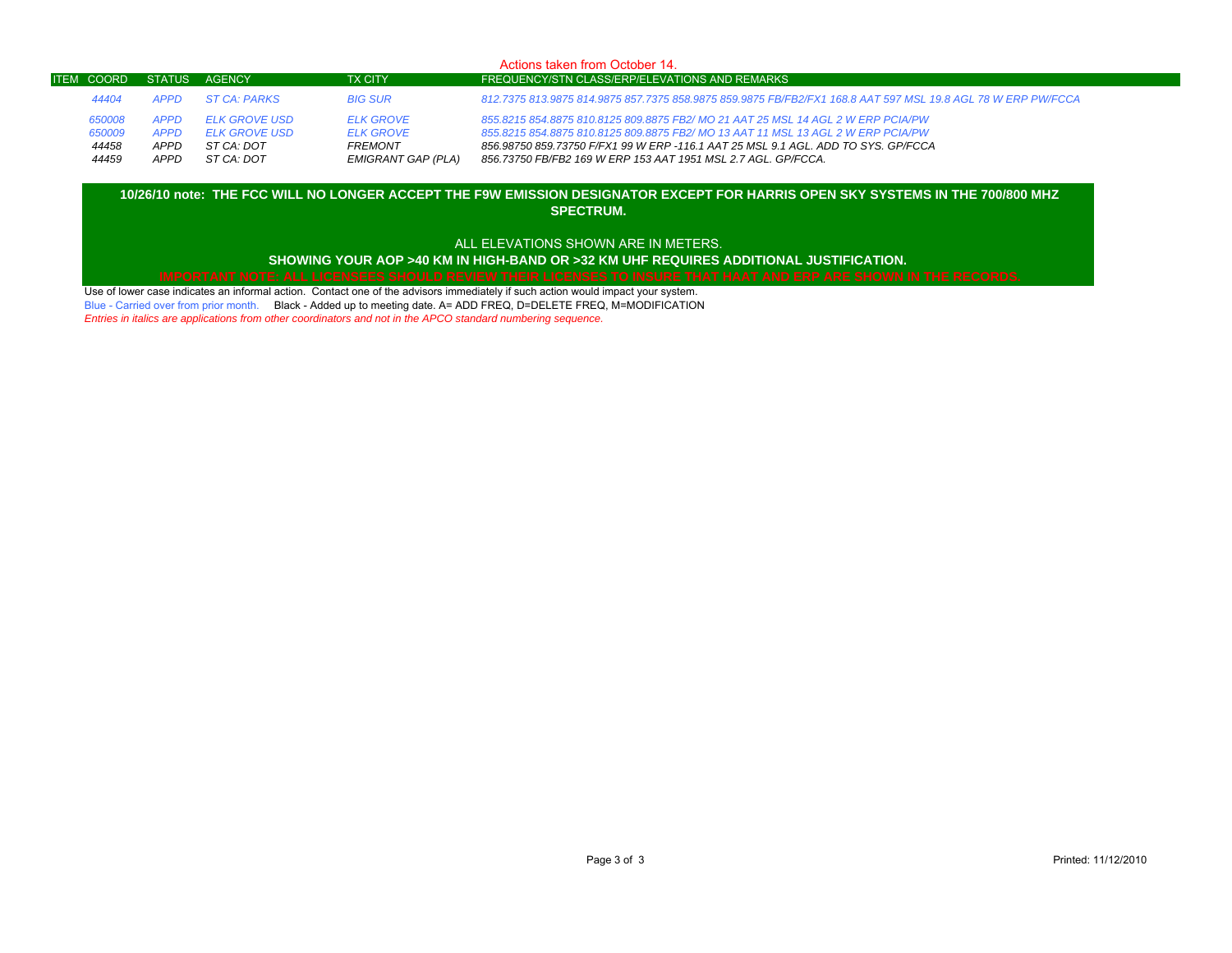Actions taken from October 14.

| ITEM | COORD | STATUS | AGENCY | TX CITY | FREQUENCY/STN CLASS/ERP/ELEVATIONS AND REMARKS |
|---|---|---|---|---|---|
| | *44404* | *APPD* | *ST CA: PARKS* | *BIG SUR* | *812.7375 813.9875 814.9875 857.7375 858.9875 859.9875 FB/FB2/FX1 168.8 AAT 597 MSL 19.8 AGL 78 W ERP PW/FCCA* |
| | *650008* | *APPD* | *ELK GROVE USD* | *ELK GROVE* | *855.8215 854.8875 810.8125 809.8875 FB2/ MO 21 AAT 25 MSL 14 AGL 2 W ERP PCIA/PW* |
| | *650009* | *APPD* | *ELK GROVE USD* | *ELK GROVE* | *855.8215 854.8875 810.8125 809.8875 FB2/ MO 13 AAT 11 MSL 13 AGL 2 W ERP PCIA/PW* |
| | *44458* | *APPD* | *ST CA: DOT* | *FREMONT* | *856.98750 859.73750 F/FX1 99 W ERP -116.1 AAT 25 MSL 9.1 AGL. ADD TO SYS. GP/FCCA* |
| | *44459* | *APPD* | *ST CA: DOT* | *EMIGRANT GAP (PLA)* | *856.73750 FB/FB2 169 W ERP 153 AAT 1951 MSL 2.7 AGL. GP/FCCA.* |

**10/26/10 note: THE FCC WILL NO LONGER ACCEPT THE F9W EMISSION DESIGNATOR EXCEPT FOR HARRIS OPEN SKY SYSTEMS IN THE 700/800 MHZ SPECTRUM.**

ALL ELEVATIONS SHOWN ARE IN METERS.

**SHOWING YOUR AOP >40 KM IN HIGH-BAND OR >32 KM UHF REQUIRES ADDITIONAL JUSTIFICATION.**

**IMPORTANT NOTE: ALL LICENSEES SHOULD REVIEW THEIR LICENSES TO INSURE THAT HAAT AND ERP ARE SHOWN IN THE RECORDS.**

Use of lower case indicates an informal action. Contact one of the advisors immediately if such action would impact your system.

Blue - Carried over from prior month. Black - Added up to meeting date. A= ADD FREQ, D=DELETE FREQ, M=MODIFICATION

*Entries in italics are applications from other coordinators and not in the APCO standard numbering sequence.*

Printed: 11/12/2010